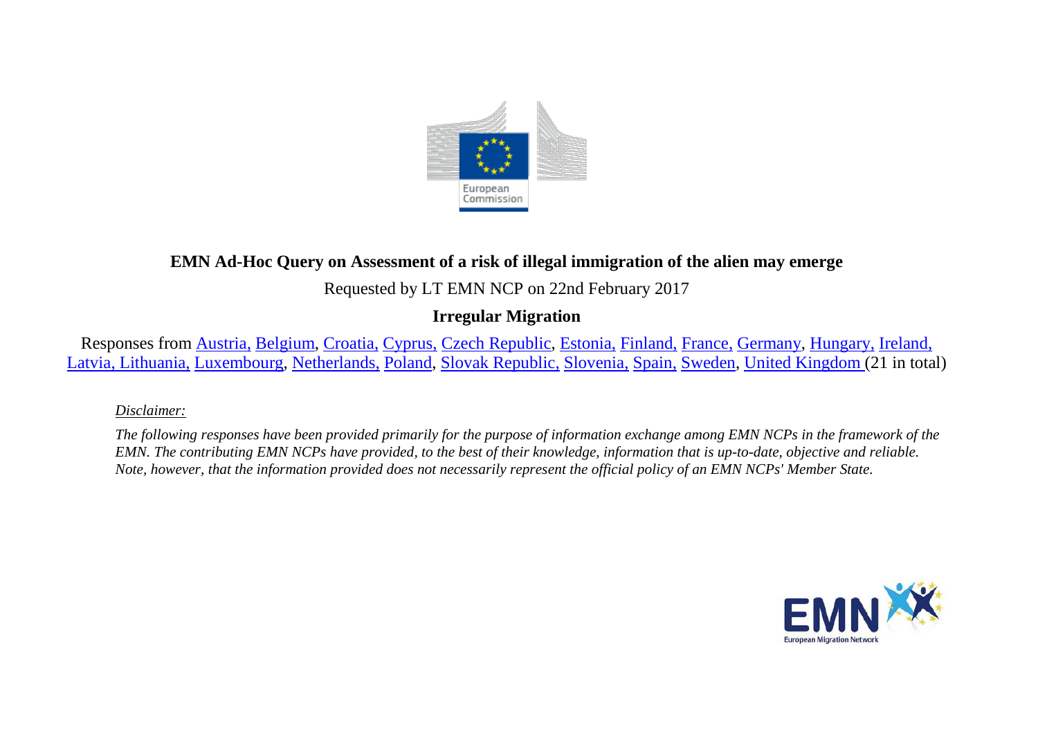# EMN Ad-Hoc Query on Assessment of a risk of illegal immigration of the alien may emerge

Requested by LT EMN NCP on 22nd February 2017

**Irregular Migration**

Responses from Austria, Belgium, Croatia, Cyprus, Czech Republic, Estonia, Finland, France, Germany, Hungary, Ireland, Latvia, Lithuania, Luxembourg, Netherlands, Poland, Slovak Republic, Slovenia, Spain, Sweden, United Kingdom (21 in total)

*Disclaimer:*

*The following responses have been provided primarily for the purpose of information exchange among EMN NCPs in the framework of the EMN. The contributing EMN NCPs have provided, to the best of their knowledge, information that is up-to-date, objective and reliable. Note, however, that the information provided does not necessarily represent the official policy of an EMN NCPs' Member State.*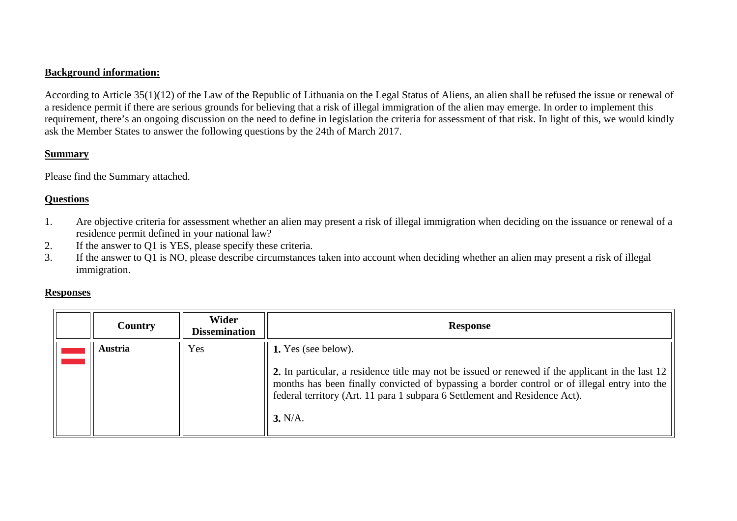**Background information:**

According to Article 35(1)(12) of the Law of the Republic of Lithuania on the Legal Status of Aliens, an alien shall be refused the issue or renewal of a residence permit if there are serious grounds for believing that a risk of illegal immigration of the alien may emerge. In order to implement this requirement, there's an ongoing discussion on the need to define in legislation the criteria for assessment of that risk. In light of this, we would kindly ask the Member States to answer the following questions by the 24th of March 2017.

**Summary**

Please find the Summary attached.

**Questions**

1. Are objective criteria for assessment whether an alien may present a risk of illegal immigration when deciding on the issuance or renewal of a residence permit defined in your national law?
2. If the answer to Q1 is YES, please specify these criteria.
3. If the answer to Q1 is NO, please describe circumstances taken into account when deciding whether an alien may present a risk of illegal immigration.

**Responses**

| | Country | Wider Dissemination | Response |
|---|---|---|---|
| | **Austria** | Yes | **1.** Yes (see below).<br><br>**2.** In particular, a residence title may not be issued or renewed if the applicant in the last 12 months has been finally convicted of bypassing a border control or of illegal entry into the federal territory (Art. 11 para 1 subpara 6 Settlement and Residence Act).<br><br>**3.** N/A. |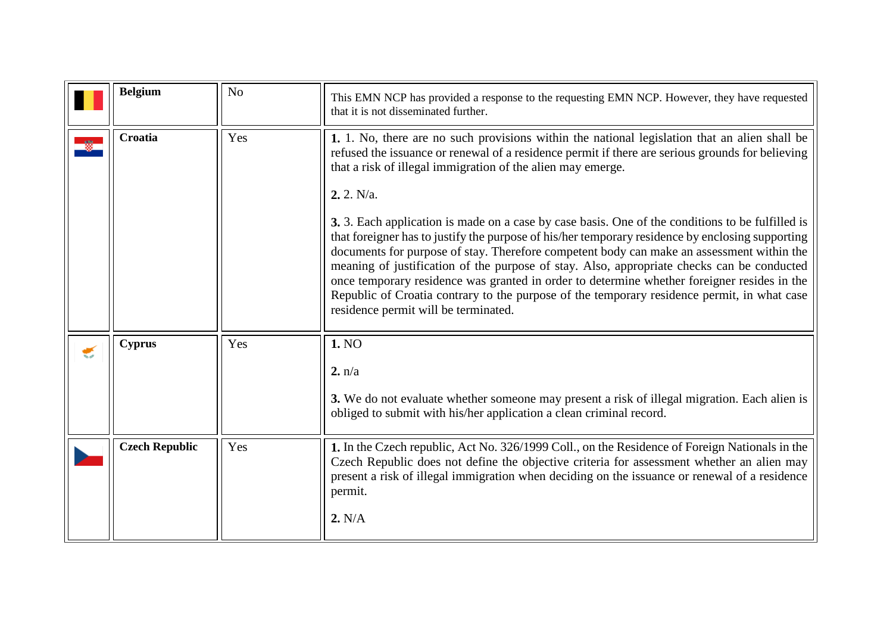| | | | |
|---|---|---|---|
| | **Belgium** | No | This EMN NCP has provided a response to the requesting EMN NCP. However, they have requested that it is not disseminated further. |
| | **Croatia** | Yes | **1.** 1. No, there are no such provisions within the national legislation that an alien shall be refused the issuance or renewal of a residence permit if there are serious grounds for believing that a risk of illegal immigration of the alien may emerge.<br><br>**2.** 2. N/a.<br><br>**3.** 3. Each application is made on a case by case basis. One of the conditions to be fulfilled is that foreigner has to justify the purpose of his/her temporary residence by enclosing supporting documents for purpose of stay. Therefore competent body can make an assessment within the meaning of justification of the purpose of stay. Also, appropriate checks can be conducted once temporary residence was granted in order to determine whether foreigner resides in the Republic of Croatia contrary to the purpose of the temporary residence permit, in what case residence permit will be terminated. |
| | **Cyprus** | Yes | **1.** NO<br><br>**2.** n/a<br><br>**3.** We do not evaluate whether someone may present a risk of illegal migration. Each alien is obliged to submit with his/her application a clean criminal record. |
| | **Czech Republic** | Yes | **1.** In the Czech republic, Act No. 326/1999 Coll., on the Residence of Foreign Nationals in the Czech Republic does not define the objective criteria for assessment whether an alien may present a risk of illegal immigration when deciding on the issuance or renewal of a residence permit.<br><br>**2.** N/A |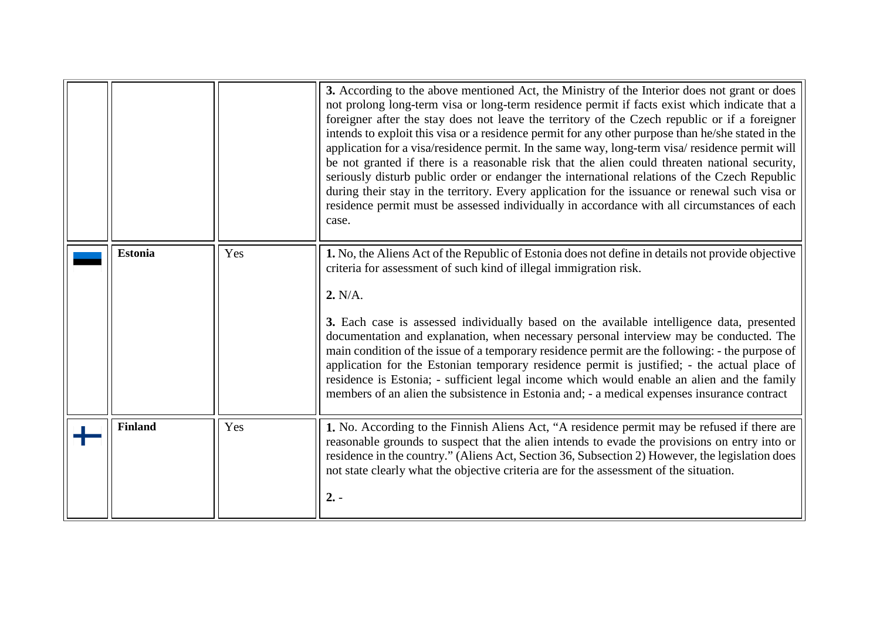|  |  |  |  |
|---|---|---|---|
|  |  |  | **3.** According to the above mentioned Act, the Ministry of the Interior does not grant or does not prolong long-term visa or long-term residence permit if facts exist which indicate that a foreigner after the stay does not leave the territory of the Czech republic or if a foreigner intends to exploit this visa or a residence permit for any other purpose than he/she stated in the application for a visa/residence permit. In the same way, long-term visa/ residence permit will be not granted if there is a reasonable risk that the alien could threaten national security, seriously disturb public order or endanger the international relations of the Czech Republic during their stay in the territory. Every application for the issuance or renewal such visa or residence permit must be assessed individually in accordance with all circumstances of each case. |
|  | **Estonia** | Yes | **1.** No, the Aliens Act of the Republic of Estonia does not define in details not provide objective criteria for assessment of such kind of illegal immigration risk.<br><br>**2.** N/A.<br><br>**3.** Each case is assessed individually based on the available intelligence data, presented documentation and explanation, when necessary personal interview may be conducted. The main condition of the issue of a temporary residence permit are the following: - the purpose of application for the Estonian temporary residence permit is justified; - the actual place of residence is Estonia; - sufficient legal income which would enable an alien and the family members of an alien the subsistence in Estonia and; - a medical expenses insurance contract |
|  | **Finland** | Yes | **1.** No. According to the Finnish Aliens Act, "A residence permit may be refused if there are reasonable grounds to suspect that the alien intends to evade the provisions on entry into or residence in the country." (Aliens Act, Section 36, Subsection 2) However, the legislation does not state clearly what the objective criteria are for the assessment of the situation.<br><br>**2.** - |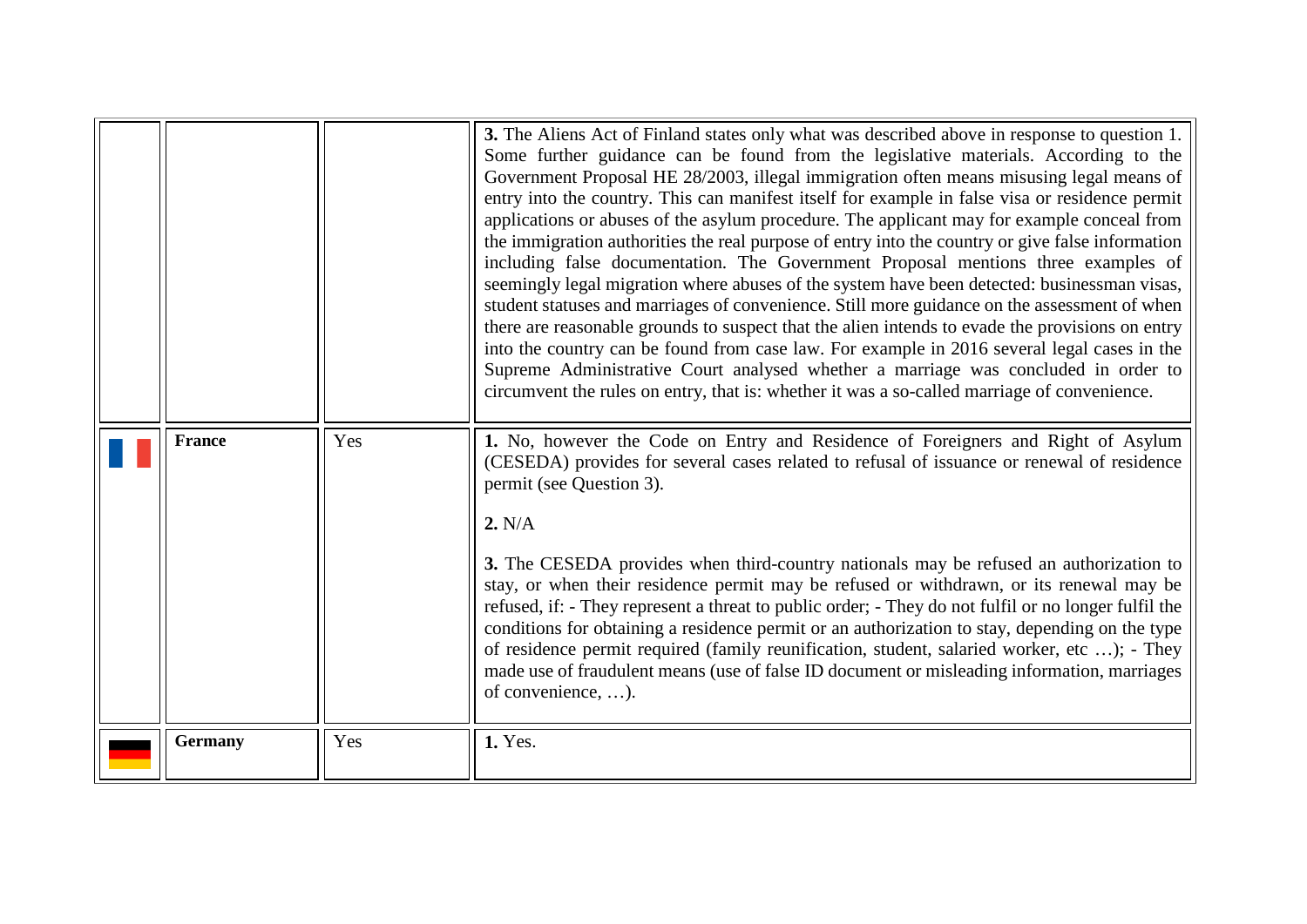| | | | |
|---|---|---|---|
| | | | **3.** The Aliens Act of Finland states only what was described above in response to question 1. Some further guidance can be found from the legislative materials. According to the Government Proposal HE 28/2003, illegal immigration often means misusing legal means of entry into the country. This can manifest itself for example in false visa or residence permit applications or abuses of the asylum procedure. The applicant may for example conceal from the immigration authorities the real purpose of entry into the country or give false information including false documentation. The Government Proposal mentions three examples of seemingly legal migration where abuses of the system have been detected: businessman visas, student statuses and marriages of convenience. Still more guidance on the assessment of when there are reasonable grounds to suspect that the alien intends to evade the provisions on entry into the country can be found from case law. For example in 2016 several legal cases in the Supreme Administrative Court analysed whether a marriage was concluded in order to circumvent the rules on entry, that is: whether it was a so-called marriage of convenience. |
| | **France** | Yes | **1.** No, however the Code on Entry and Residence of Foreigners and Right of Asylum (CESEDA) provides for several cases related to refusal of issuance or renewal of residence permit (see Question 3).<br><br>**2.** N/A<br><br>**3.** The CESEDA provides when third-country nationals may be refused an authorization to stay, or when their residence permit may be refused or withdrawn, or its renewal may be refused, if: - They represent a threat to public order; - They do not fulfil or no longer fulfil the conditions for obtaining a residence permit or an authorization to stay, depending on the type of residence permit required (family reunification, student, salaried worker, etc …); - They made use of fraudulent means (use of false ID document or misleading information, marriages of convenience, …). |
| | **Germany** | Yes | **1.** Yes. |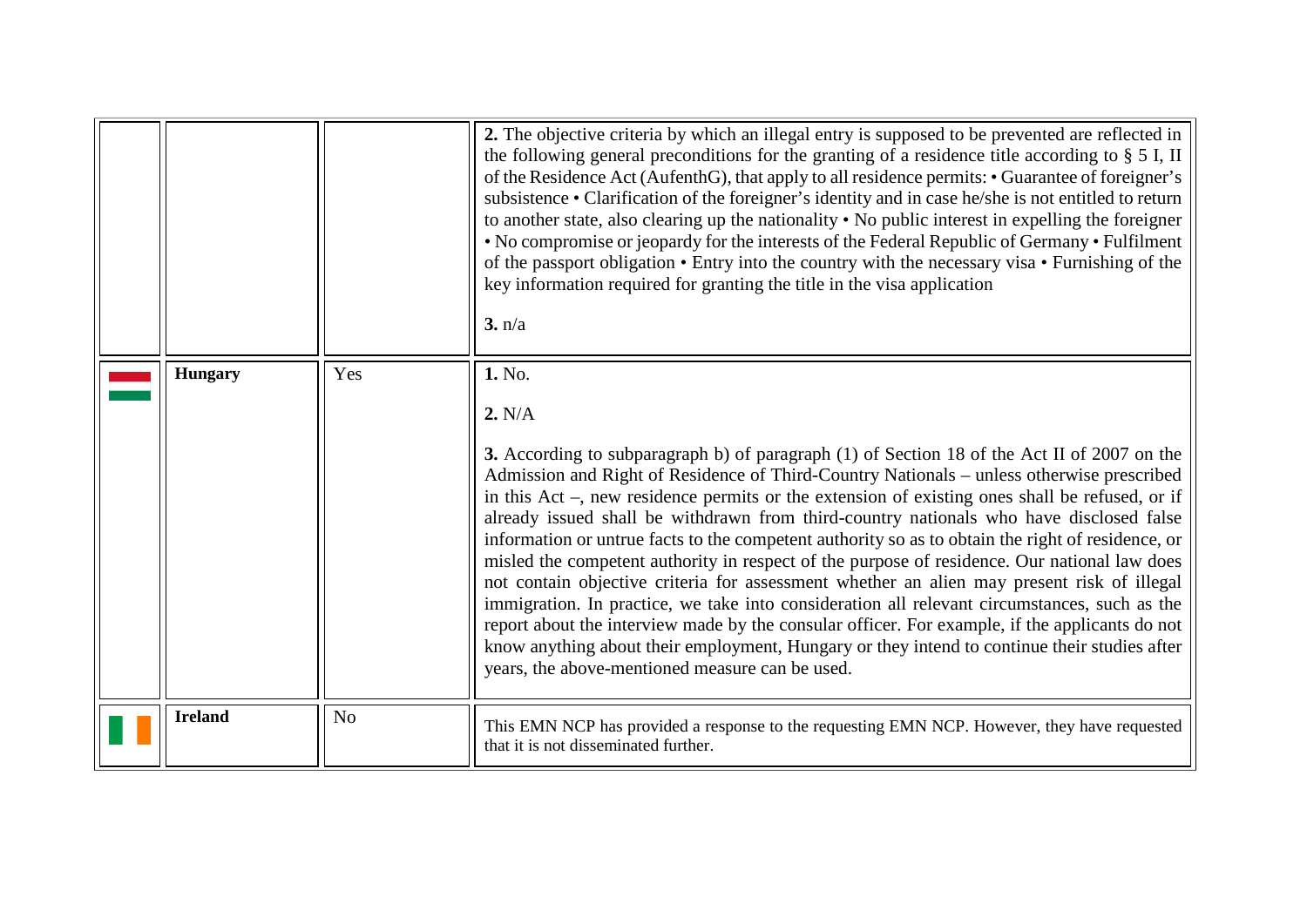| | | | |
|---|---|---|---|
| | | | **2.** The objective criteria by which an illegal entry is supposed to be prevented are reflected in the following general preconditions for the granting of a residence title according to § 5 I, II of the Residence Act (AufenthG), that apply to all residence permits: • Guarantee of foreigner's subsistence • Clarification of the foreigner's identity and in case he/she is not entitled to return to another state, also clearing up the nationality • No public interest in expelling the foreigner • No compromise or jeopardy for the interests of the Federal Republic of Germany • Fulfilment of the passport obligation • Entry into the country with the necessary visa • Furnishing of the key information required for granting the title in the visa application<br><br>**3.** n/a |
| | **Hungary** | Yes | **1.** No.<br><br>**2.** N/A<br><br>**3.** According to subparagraph b) of paragraph (1) of Section 18 of the Act II of 2007 on the Admission and Right of Residence of Third-Country Nationals – unless otherwise prescribed in this Act –, new residence permits or the extension of existing ones shall be refused, or if already issued shall be withdrawn from third-country nationals who have disclosed false information or untrue facts to the competent authority so as to obtain the right of residence, or misled the competent authority in respect of the purpose of residence. Our national law does not contain objective criteria for assessment whether an alien may present risk of illegal immigration. In practice, we take into consideration all relevant circumstances, such as the report about the interview made by the consular officer. For example, if the applicants do not know anything about their employment, Hungary or they intend to continue their studies after years, the above-mentioned measure can be used. |
| | **Ireland** | No | This EMN NCP has provided a response to the requesting EMN NCP. However, they have requested that it is not disseminated further. |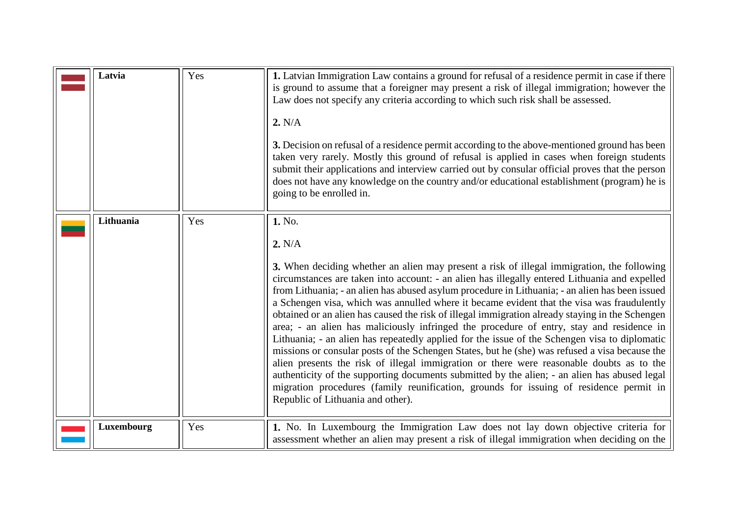| | | | |
|---|---|---|---|
| | **Latvia** | Yes | **1.** Latvian Immigration Law contains a ground for refusal of a residence permit in case if there is ground to assume that a foreigner may present a risk of illegal immigration; however the Law does not specify any criteria according to which such risk shall be assessed.<br><br>**2.** N/A<br><br>**3.** Decision on refusal of a residence permit according to the above-mentioned ground has been taken very rarely. Mostly this ground of refusal is applied in cases when foreign students submit their applications and interview carried out by consular official proves that the person does not have any knowledge on the country and/or educational establishment (program) he is going to be enrolled in. |
| | **Lithuania** | Yes | **1.** No.<br><br>**2.** N/A<br><br>**3.** When deciding whether an alien may present a risk of illegal immigration, the following circumstances are taken into account: - an alien has illegally entered Lithuania and expelled from Lithuania; - an alien has abused asylum procedure in Lithuania; - an alien has been issued a Schengen visa, which was annulled where it became evident that the visa was fraudulently obtained or an alien has caused the risk of illegal immigration already staying in the Schengen area; - an alien has maliciously infringed the procedure of entry, stay and residence in Lithuania; - an alien has repeatedly applied for the issue of the Schengen visa to diplomatic missions or consular posts of the Schengen States, but he (she) was refused a visa because the alien presents the risk of illegal immigration or there were reasonable doubts as to the authenticity of the supporting documents submitted by the alien; - an alien has abused legal migration procedures (family reunification, grounds for issuing of residence permit in Republic of Lithuania and other). |
| | **Luxembourg** | Yes | **1.** No. In Luxembourg the Immigration Law does not lay down objective criteria for assessment whether an alien may present a risk of illegal immigration when deciding on the |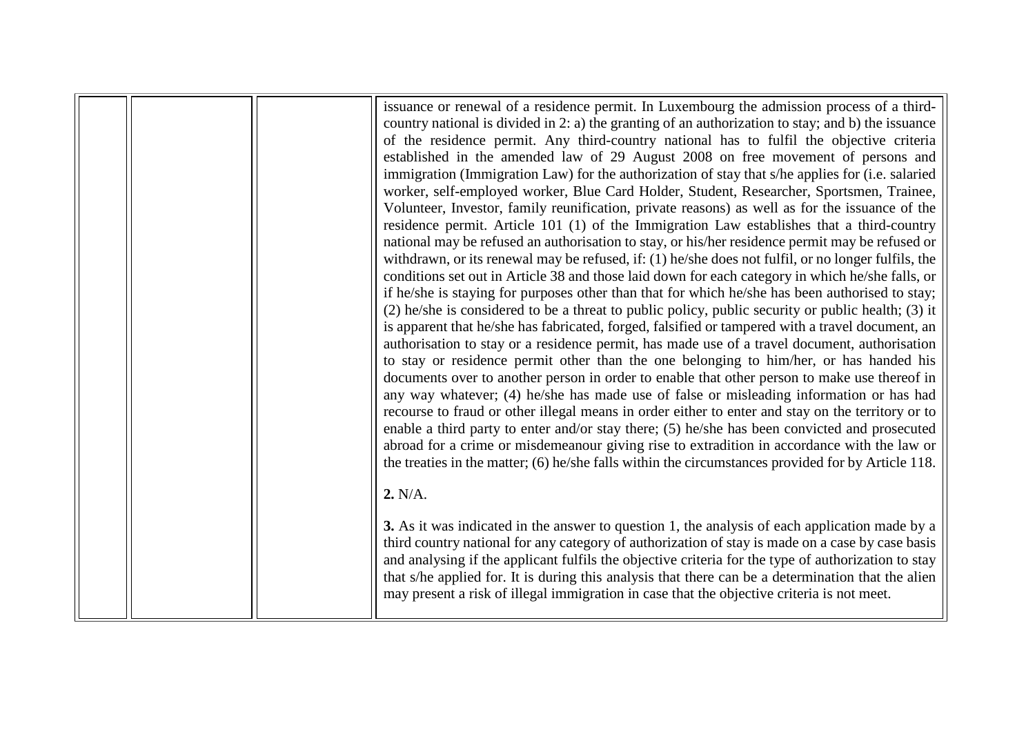| | | | |
|---|---|---|---|
| | | | issuance or renewal of a residence permit. In Luxembourg the admission process of a third-country national is divided in 2: a) the granting of an authorization to stay; and b) the issuance of the residence permit. Any third-country national has to fulfil the objective criteria established in the amended law of 29 August 2008 on free movement of persons and immigration (Immigration Law) for the authorization of stay that s/he applies for (i.e. salaried worker, self-employed worker, Blue Card Holder, Student, Researcher, Sportsmen, Trainee, Volunteer, Investor, family reunification, private reasons) as well as for the issuance of the residence permit. Article 101 (1) of the Immigration Law establishes that a third-country national may be refused an authorisation to stay, or his/her residence permit may be refused or withdrawn, or its renewal may be refused, if: (1) he/she does not fulfil, or no longer fulfils, the conditions set out in Article 38 and those laid down for each category in which he/she falls, or if he/she is staying for purposes other than that for which he/she has been authorised to stay; (2) he/she is considered to be a threat to public policy, public security or public health; (3) it is apparent that he/she has fabricated, forged, falsified or tampered with a travel document, an authorisation to stay or a residence permit, has made use of a travel document, authorisation to stay or residence permit other than the one belonging to him/her, or has handed his documents over to another person in order to enable that other person to make use thereof in any way whatever; (4) he/she has made use of false or misleading information or has had recourse to fraud or other illegal means in order either to enter and stay on the territory or to enable a third party to enter and/or stay there; (5) he/she has been convicted and prosecuted abroad for a crime or misdemeanour giving rise to extradition in accordance with the law or the treaties in the matter; (6) he/she falls within the circumstances provided for by Article 118.<br><br>**2.** N/A.<br><br>**3.** As it was indicated in the answer to question 1, the analysis of each application made by a third country national for any category of authorization of stay is made on a case by case basis and analysing if the applicant fulfils the objective criteria for the type of authorization to stay that s/he applied for. It is during this analysis that there can be a determination that the alien may present a risk of illegal immigration in case that the objective criteria is not meet. |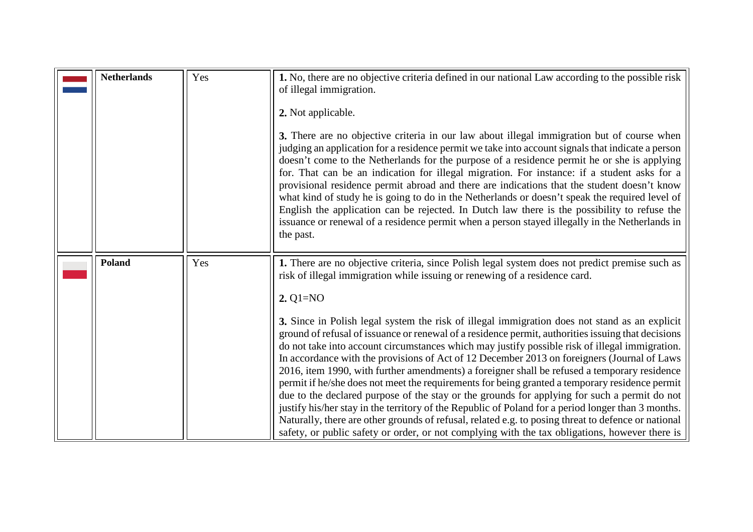|  | Netherlands | Yes | **1.** No, there are no objective criteria defined in our national Law according to the possible risk of illegal immigration.<br><br>**2.** Not applicable.<br><br>**3.** There are no objective criteria in our law about illegal immigration but of course when judging an application for a residence permit we take into account signals that indicate a person doesn't come to the Netherlands for the purpose of a residence permit he or she is applying for. That can be an indication for illegal migration. For instance: if a student asks for a provisional residence permit abroad and there are indications that the student doesn't know what kind of study he is going to do in the Netherlands or doesn't speak the required level of English the application can be rejected. In Dutch law there is the possibility to refuse the issuance or renewal of a residence permit when a person stayed illegally in the Netherlands in the past. |
|---|---|---|---|
|  | Poland | Yes | **1.** There are no objective criteria, since Polish legal system does not predict premise such as risk of illegal immigration while issuing or renewing of a residence card.<br><br>**2.** Q1=NO<br><br>**3.** Since in Polish legal system the risk of illegal immigration does not stand as an explicit ground of refusal of issuance or renewal of a residence permit, authorities issuing that decisions do not take into account circumstances which may justify possible risk of illegal immigration. In accordance with the provisions of Act of 12 December 2013 on foreigners (Journal of Laws 2016, item 1990, with further amendments) a foreigner shall be refused a temporary residence permit if he/she does not meet the requirements for being granted a temporary residence permit due to the declared purpose of the stay or the grounds for applying for such a permit do not justify his/her stay in the territory of the Republic of Poland for a period longer than 3 months. Naturally, there are other grounds of refusal, related e.g. to posing threat to defence or national safety, or public safety or order, or not complying with the tax obligations, however there is |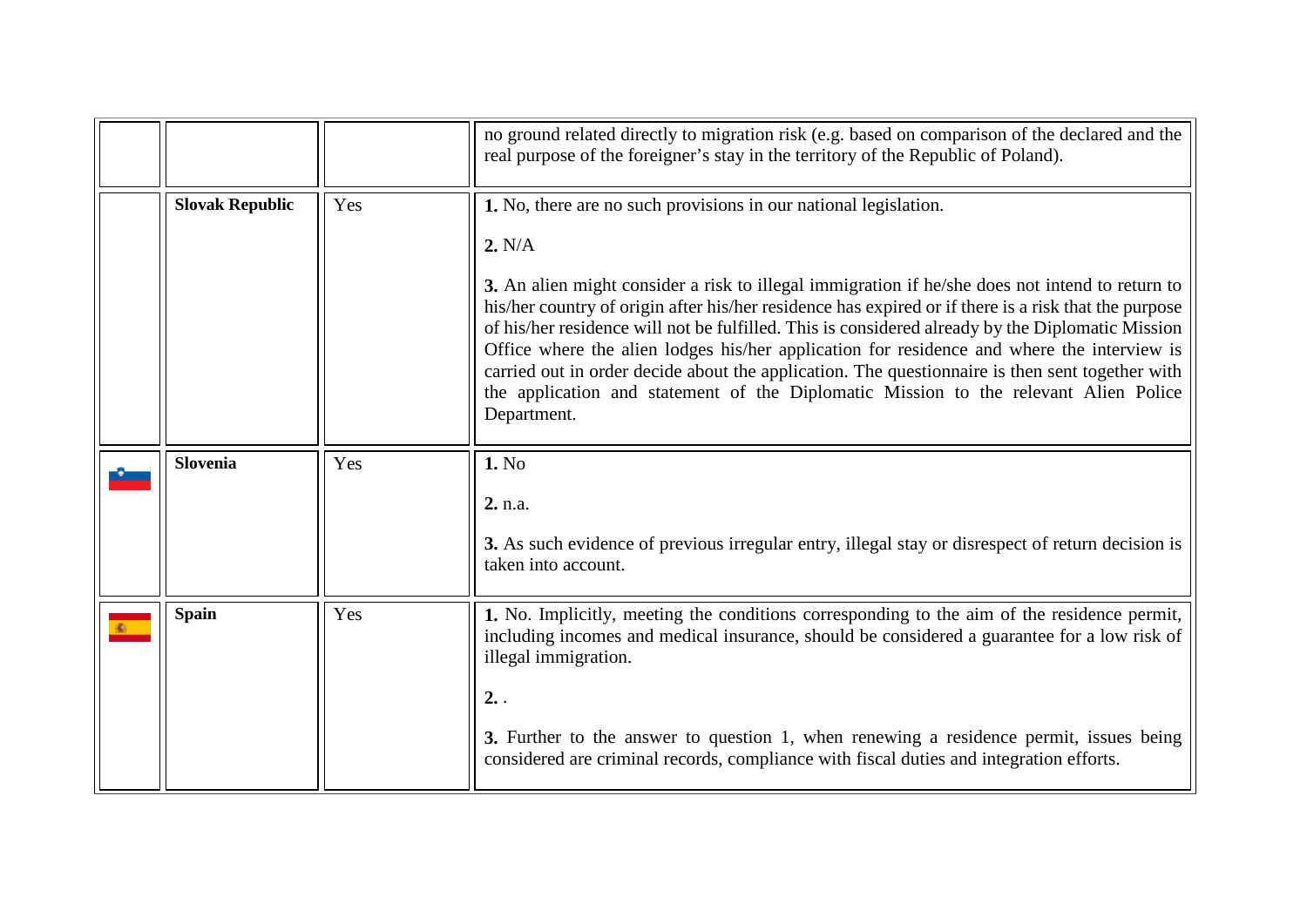| | | | |
|---|---|---|---|
| | | | no ground related directly to migration risk (e.g. based on comparison of the declared and the real purpose of the foreigner's stay in the territory of the Republic of Poland). |
| | **Slovak Republic** | Yes | **1.** No, there are no such provisions in our national legislation.<br><br>**2.** N/A<br><br>**3.** An alien might consider a risk to illegal immigration if he/she does not intend to return to his/her country of origin after his/her residence has expired or if there is a risk that the purpose of his/her residence will not be fulfilled. This is considered already by the Diplomatic Mission Office where the alien lodges his/her application for residence and where the interview is carried out in order decide about the application. The questionnaire is then sent together with the application and statement of the Diplomatic Mission to the relevant Alien Police Department. |
| | **Slovenia** | Yes | **1.** No<br><br>**2.** n.a.<br><br>**3.** As such evidence of previous irregular entry, illegal stay or disrespect of return decision is taken into account. |
| | **Spain** | Yes | **1.** No. Implicitly, meeting the conditions corresponding to the aim of the residence permit, including incomes and medical insurance, should be considered a guarantee for a low risk of illegal immigration.<br><br>**2.** .<br><br>**3.** Further to the answer to question 1, when renewing a residence permit, issues being considered are criminal records, compliance with fiscal duties and integration efforts. |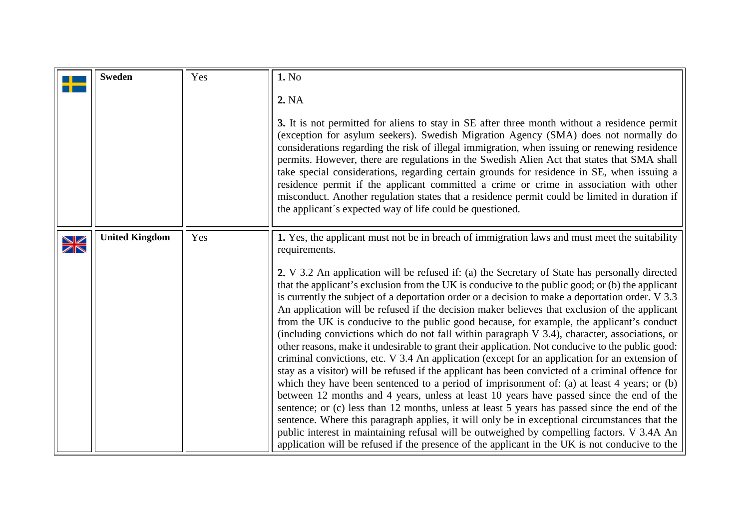| | | | |
|---|---|---|---|
| | **Sweden** | Yes | **1.** No<br><br>**2.** NA<br><br>**3.** It is not permitted for aliens to stay in SE after three month without a residence permit (exception for asylum seekers). Swedish Migration Agency (SMA) does not normally do considerations regarding the risk of illegal immigration, when issuing or renewing residence permits. However, there are regulations in the Swedish Alien Act that states that SMA shall take special considerations, regarding certain grounds for residence in SE, when issuing a residence permit if the applicant committed a crime or crime in association with other misconduct. Another regulation states that a residence permit could be limited in duration if the applicant´s expected way of life could be questioned. |
| | **United Kingdom** | Yes | **1.** Yes, the applicant must not be in breach of immigration laws and must meet the suitability requirements.<br><br>**2.** V 3.2 An application will be refused if: (a) the Secretary of State has personally directed that the applicant's exclusion from the UK is conducive to the public good; or (b) the applicant is currently the subject of a deportation order or a decision to make a deportation order. V 3.3 An application will be refused if the decision maker believes that exclusion of the applicant from the UK is conducive to the public good because, for example, the applicant's conduct (including convictions which do not fall within paragraph V 3.4), character, associations, or other reasons, make it undesirable to grant their application. Not conducive to the public good: criminal convictions, etc. V 3.4 An application (except for an application for an extension of stay as a visitor) will be refused if the applicant has been convicted of a criminal offence for which they have been sentenced to a period of imprisonment of: (a) at least 4 years; or (b) between 12 months and 4 years, unless at least 10 years have passed since the end of the sentence; or (c) less than 12 months, unless at least 5 years has passed since the end of the sentence. Where this paragraph applies, it will only be in exceptional circumstances that the public interest in maintaining refusal will be outweighed by compelling factors. V 3.4A An application will be refused if the presence of the applicant in the UK is not conducive to the |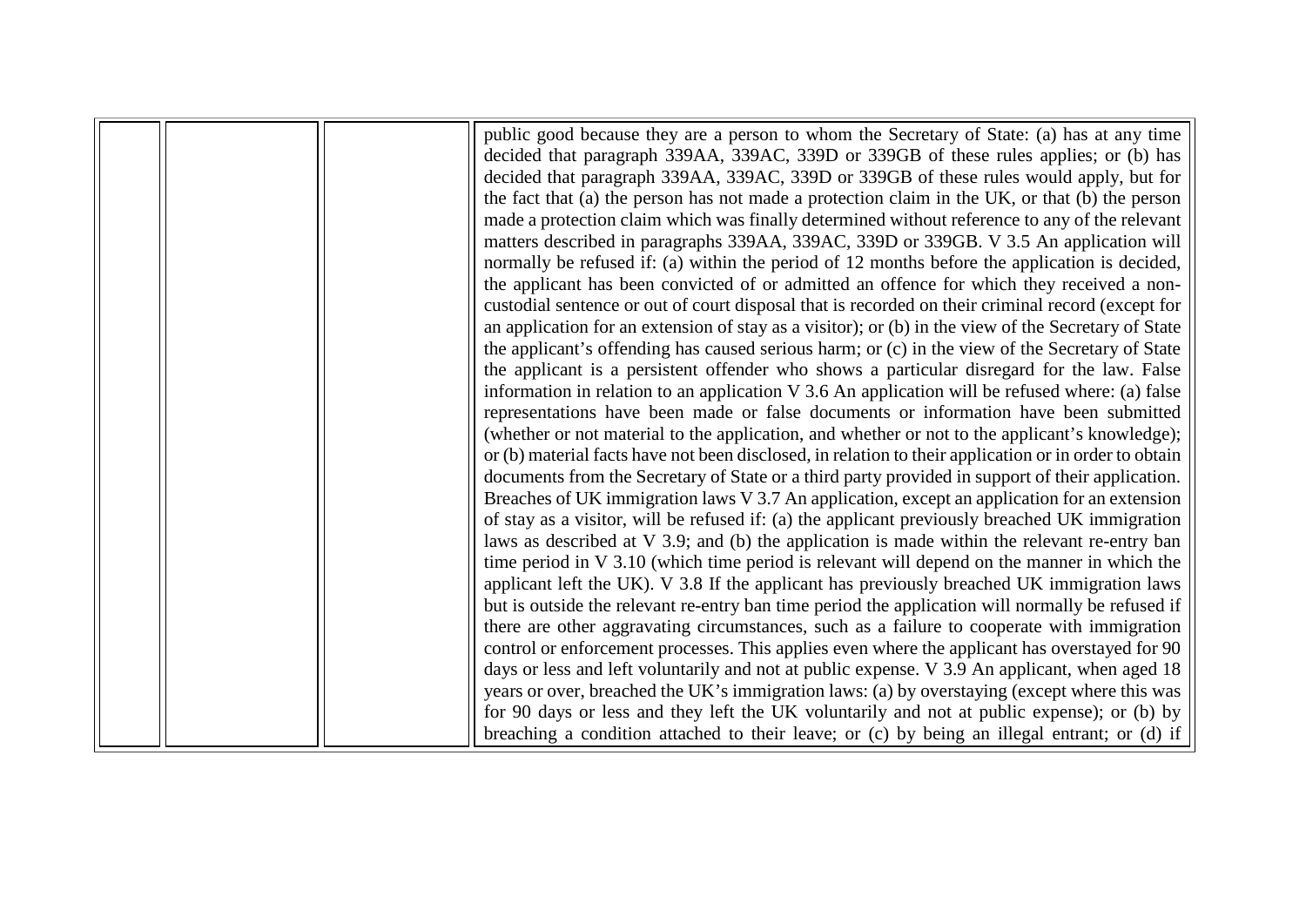|  |  |  | public good because they are a person to whom the Secretary of State: (a) has at any time decided that paragraph 339AA, 339AC, 339D or 339GB of these rules applies; or (b) has decided that paragraph 339AA, 339AC, 339D or 339GB of these rules would apply, but for the fact that (a) the person has not made a protection claim in the UK, or that (b) the person made a protection claim which was finally determined without reference to any of the relevant matters described in paragraphs 339AA, 339AC, 339D or 339GB. V 3.5 An application will normally be refused if: (a) within the period of 12 months before the application is decided, the applicant has been convicted of or admitted an offence for which they received a non-custodial sentence or out of court disposal that is recorded on their criminal record (except for an application for an extension of stay as a visitor); or (b) in the view of the Secretary of State the applicant's offending has caused serious harm; or (c) in the view of the Secretary of State the applicant is a persistent offender who shows a particular disregard for the law. False information in relation to an application V 3.6 An application will be refused where: (a) false representations have been made or false documents or information have been submitted (whether or not material to the application, and whether or not to the applicant's knowledge); or (b) material facts have not been disclosed, in relation to their application or in order to obtain documents from the Secretary of State or a third party provided in support of their application. Breaches of UK immigration laws V 3.7 An application, except an application for an extension of stay as a visitor, will be refused if: (a) the applicant previously breached UK immigration laws as described at V 3.9; and (b) the application is made within the relevant re-entry ban time period in V 3.10 (which time period is relevant will depend on the manner in which the applicant left the UK). V 3.8 If the applicant has previously breached UK immigration laws but is outside the relevant re-entry ban time period the application will normally be refused if there are other aggravating circumstances, such as a failure to cooperate with immigration control or enforcement processes. This applies even where the applicant has overstayed for 90 days or less and left voluntarily and not at public expense. V 3.9 An applicant, when aged 18 years or over, breached the UK's immigration laws: (a) by overstaying (except where this was for 90 days or less and they left the UK voluntarily and not at public expense); or (b) by breaching a condition attached to their leave; or (c) by being an illegal entrant; or (d) if |
|---|---|---|---|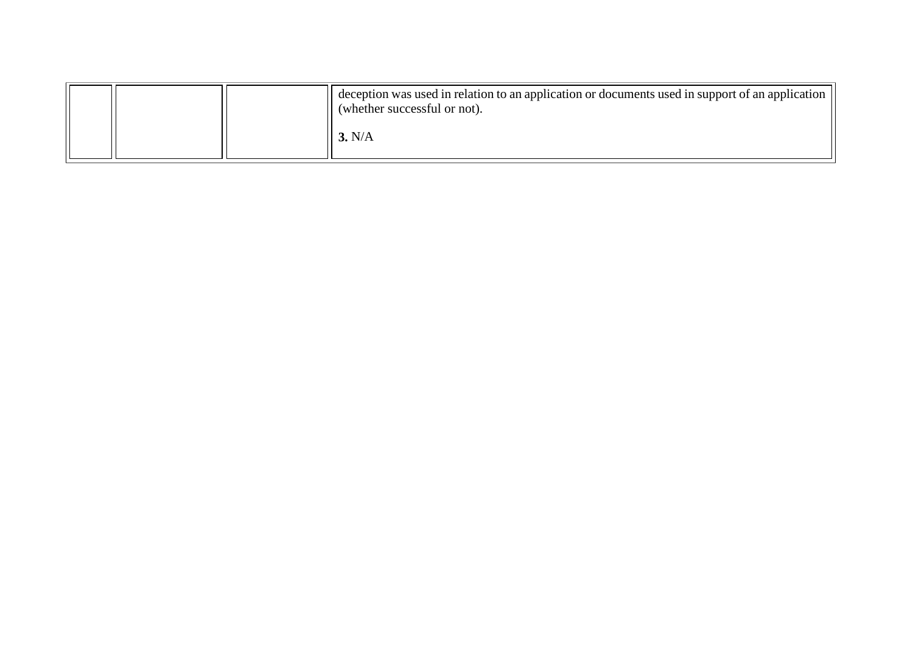| | | | |
|---|---|---|---|
| | | | deception was used in relation to an application or documents used in support of an application (whether successful or not).<br><br>**3.** N/A |